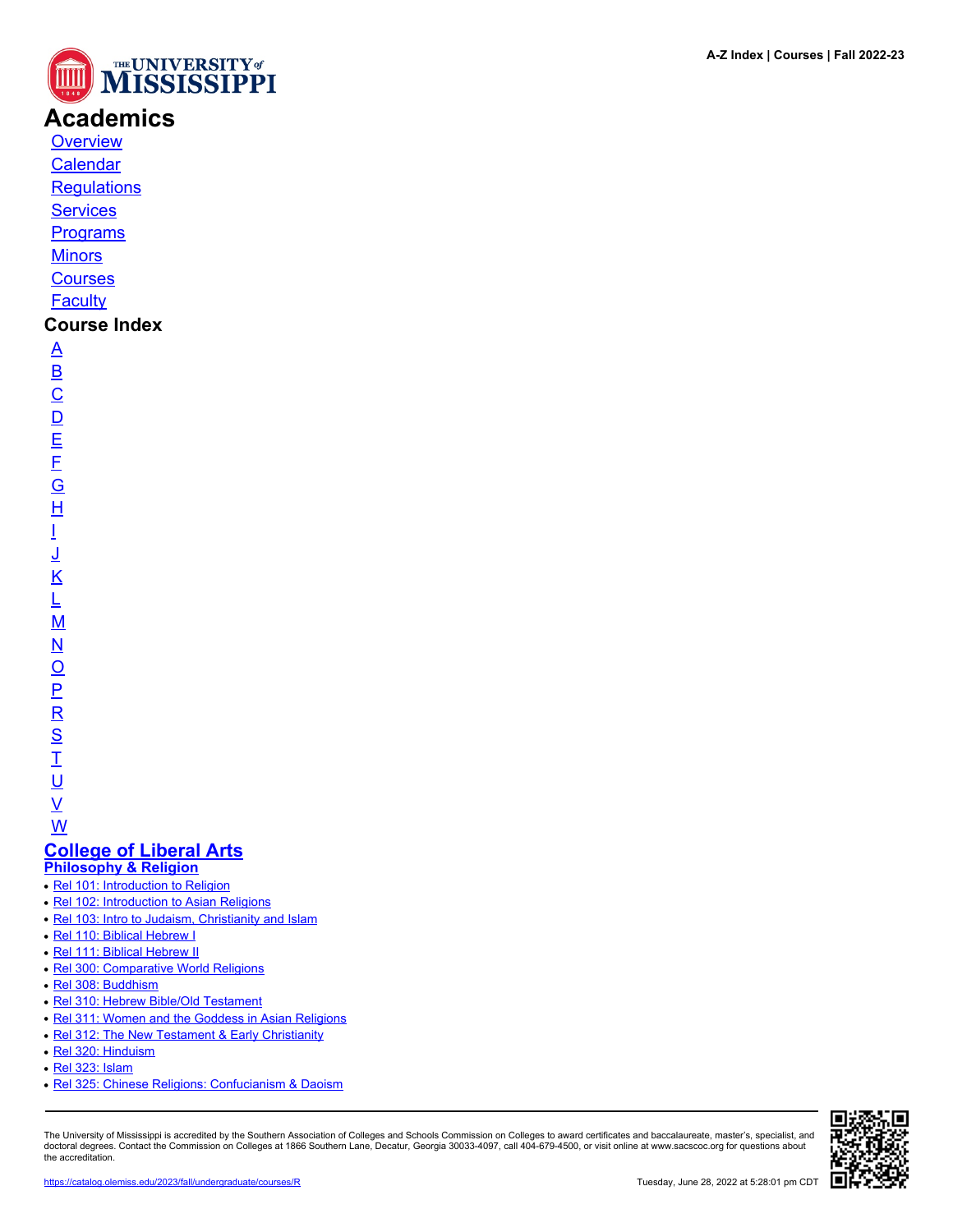# Academics

- Overview
- Calendar
- Regulations
- Services
- Programs
- Minors
- Courses
- Faculty

## Course Index

- A
- B
- C
- D
- E
- F
- G
- H
- I
- J
- K
- L
- M
- N
- O
- P
- R
- S
- T
- U
- V
- W

## College of Liberal Arts

### Philosophy & Religion

- Rel 101: Introduction to Religion
- Rel 102: Introduction to Asian Religions
- Rel 103: Intro to Judaism, Christianity and Islam
- Rel 110: Biblical Hebrew I
- Rel 111: Biblical Hebrew II
- Rel 300: Comparative World Religions
- Rel 308: Buddhism
- Rel 310: Hebrew Bible/Old Testament
- Rel 311: Women and the Goddess in Asian Religions
- Rel 312: The New Testament & Early Christianity
- Rel 320: Hinduism
- Rel 323: Islam
- Rel 325: Chinese Religions: Confucianism & Daoism

The University of Mississippi is accredited by the Southern Association of Colleges and Schools Commission on Colleges to award certificates and baccalaureate, master's, specialist, and doctoral degrees. Contact the Commission on Colleges at 1866 Southern Lane, Decatur, Georgia 30033-4097, call 404-679-4500, or visit online at www.sacscoc.org for questions about the accreditation.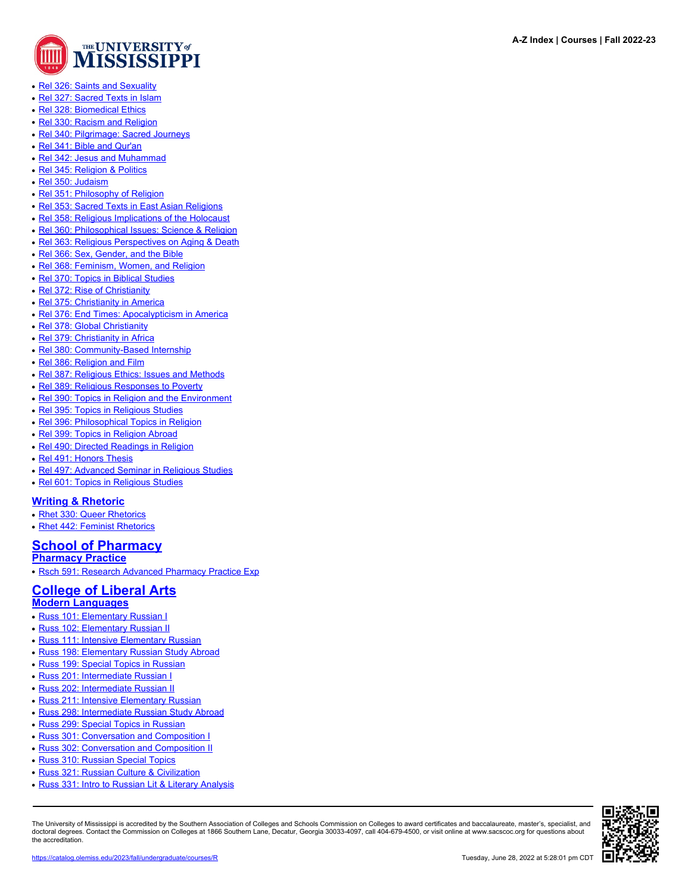- Rel 326: Saints and Sexuality
- Rel 327: Sacred Texts in Islam
- Rel 328: Biomedical Ethics
- Rel 330: Racism and Religion
- Rel 340: Pilgrimage: Sacred Journeys
- Rel 341: Bible and Qur'an
- Rel 342: Jesus and Muhammad
- Rel 345: Religion & Politics
- Rel 350: Judaism
- Rel 351: Philosophy of Religion
- Rel 353: Sacred Texts in East Asian Religions
- Rel 358: Religious Implications of the Holocaust
- Rel 360: Philosophical Issues: Science & Religion
- Rel 363: Religious Perspectives on Aging & Death
- Rel 366: Sex, Gender, and the Bible
- Rel 368: Feminism, Women, and Religion
- Rel 370: Topics in Biblical Studies
- Rel 372: Rise of Christianity
- Rel 375: Christianity in America
- Rel 376: End Times: Apocalypticism in America
- Rel 378: Global Christianity
- Rel 379: Christianity in Africa
- Rel 380: Community-Based Internship
- Rel 386: Religion and Film
- Rel 387: Religious Ethics: Issues and Methods
- Rel 389: Religious Responses to Poverty
- Rel 390: Topics in Religion and the Environment
- Rel 395: Topics in Religious Studies
- Rel 396: Philosophical Topics in Religion
- Rel 399: Topics in Religion Abroad
- Rel 490: Directed Readings in Religion
- Rel 491: Honors Thesis
- Rel 497: Advanced Seminar in Religious Studies
- Rel 601: Topics in Religious Studies

### Writing & Rhetoric

- Rhet 330: Queer Rhetorics
- Rhet 442: Feminist Rhetorics

## School of Pharmacy

### Pharmacy Practice

- Rsch 591: Research Advanced Pharmacy Practice Exp

## College of Liberal Arts

### Modern Languages

- Russ 101: Elementary Russian I
- Russ 102: Elementary Russian II
- Russ 111: Intensive Elementary Russian
- Russ 198: Elementary Russian Study Abroad
- Russ 199: Special Topics in Russian
- Russ 201: Intermediate Russian I
- Russ 202: Intermediate Russian II
- Russ 211: Intensive Elementary Russian
- Russ 298: Intermediate Russian Study Abroad
- Russ 299: Special Topics in Russian
- Russ 301: Conversation and Composition I
- Russ 302: Conversation and Composition II
- Russ 310: Russian Special Topics
- Russ 321: Russian Culture & Civilization
- Russ 331: Intro to Russian Lit & Literary Analysis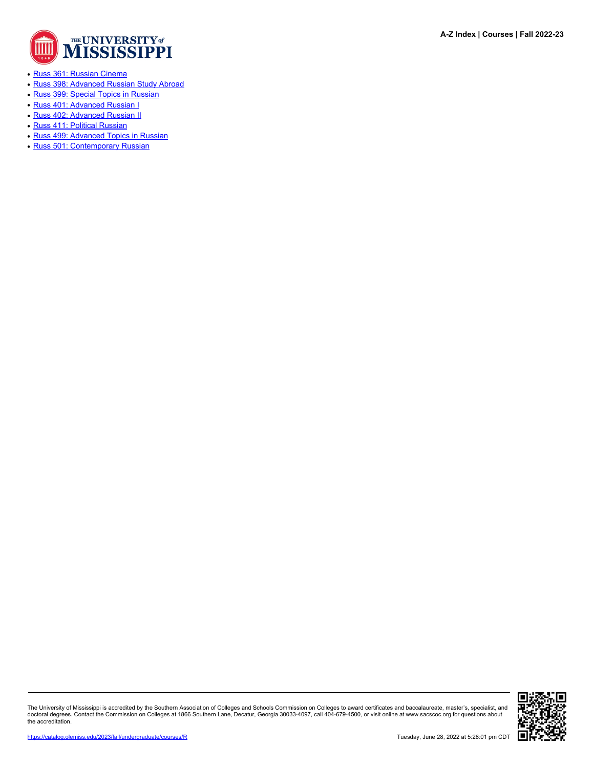- [Russ 361: Russian Cinema](https://catalog.olemiss.edu/2023/fall/undergraduate/courses/R)
- Russ 398: Advanced Russian Study Abroad
- Russ 399: Special Topics in Russian
- Russ 401: Advanced Russian I
- Russ 402: Advanced Russian II
- Russ 411: Political Russian
- Russ 499: Advanced Topics in Russian
- Russ 501: Contemporary Russian

The University of Mississippi is accredited by the Southern Association of Colleges and Schools Commission on Colleges to award certificates and baccalaureate, master's, specialist, and doctoral degrees. Contact the Commission on Colleges at 1866 Southern Lane, Decatur, Georgia 30033-4097, call 404-679-4500, or visit online at www.sacscoc.org for questions about the accreditation.